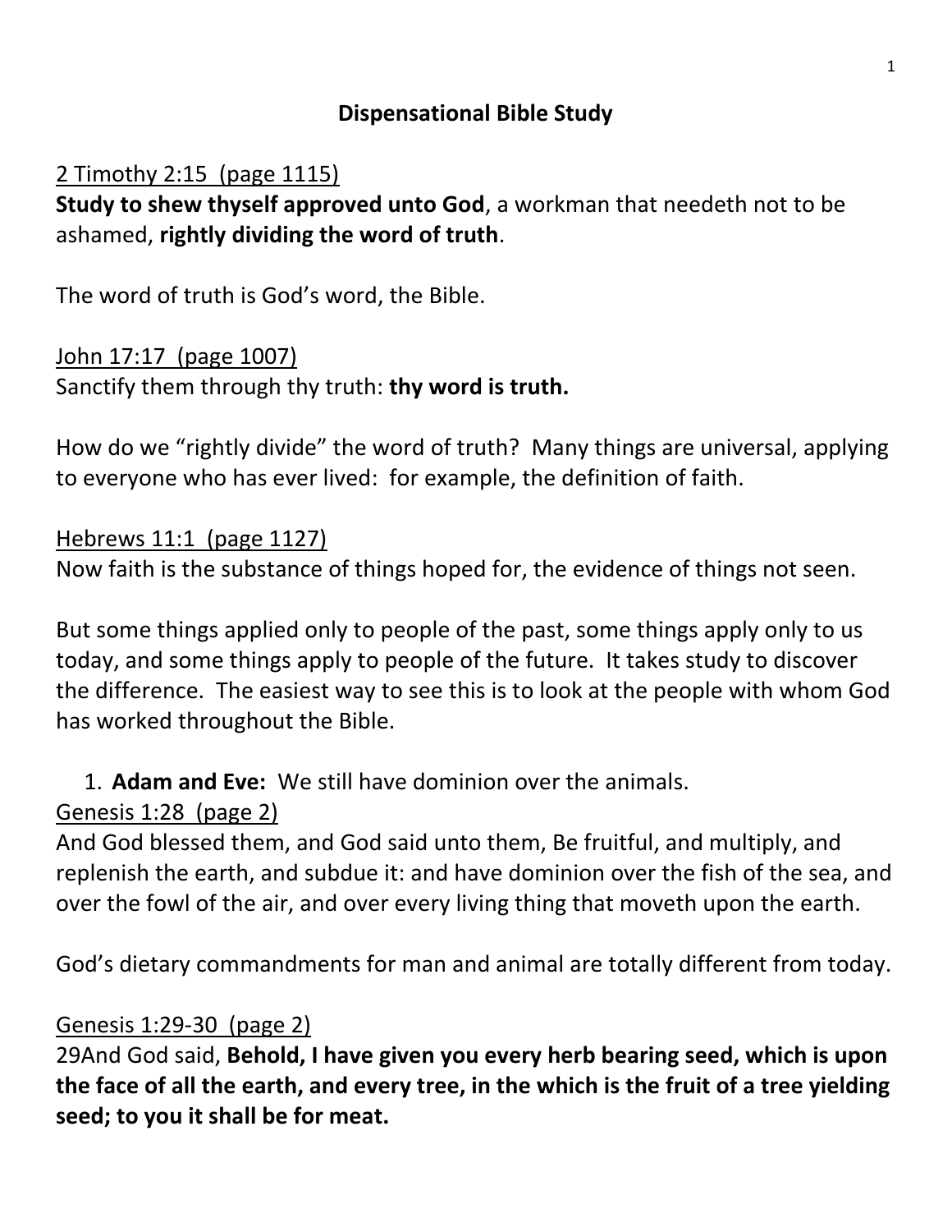# Dispensational Bible Study

2 Timothy 2:15 (page 1115)

**Study to shew thyself approved unto God**, a workman that needeth not to be ashamed, **rightly dividing the word of truth**.

The word of truth is God's word, the Bible.

John 17:17 (page 1007)

Sanctify them through thy truth: **thy word is truth.**

How do we "rightly divide" the word of truth? Many things are universal, applying to everyone who has ever lived: for example, the definition of faith.

Hebrews 11:1 (page 1127)

Now faith is the substance of things hoped for, the evidence of things not seen.

But some things applied only to people of the past, some things apply only to us today, and some things apply to people of the future. It takes study to discover the difference. The easiest way to see this is to look at the people with whom God has worked throughout the Bible.

1. **Adam and Eve:** We still have dominion over the animals.

Genesis 1:28 (page 2)

And God blessed them, and God said unto them, Be fruitful, and multiply, and replenish the earth, and subdue it: and have dominion over the fish of the sea, and over the fowl of the air, and over every living thing that moveth upon the earth.

God's dietary commandments for man and animal are totally different from today.

Genesis 1:29-30 (page 2)

29And God said, **Behold, I have given you every herb bearing seed, which is upon the face of all the earth, and every tree, in the which is the fruit of a tree yielding seed; to you it shall be for meat.**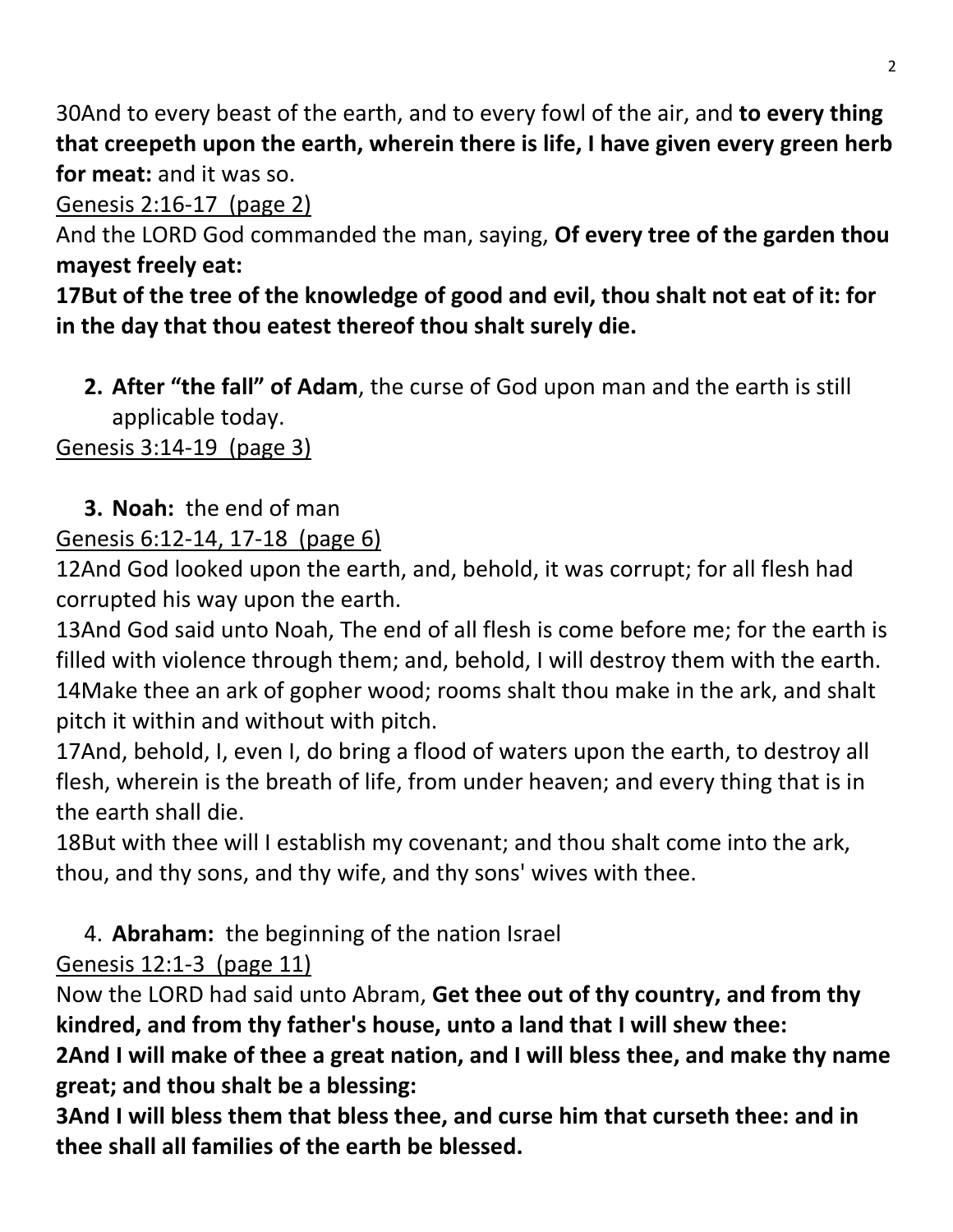30And to every beast of the earth, and to every fowl of the air, and **to every thing that creepeth upon the earth, wherein there is life, I have given every green herb for meat:** and it was so.

Genesis 2:16-17 (page 2)

And the LORD God commanded the man, saying, **Of every tree of the garden thou mayest freely eat:**

**17But of the tree of the knowledge of good and evil, thou shalt not eat of it: for in the day that thou eatest thereof thou shalt surely die.**

2. **After "the fall" of Adam**, the curse of God upon man and the earth is still applicable today.

Genesis 3:14-19 (page 3)

3. **Noah:** the end of man

Genesis 6:12-14, 17-18 (page 6)

12And God looked upon the earth, and, behold, it was corrupt; for all flesh had corrupted his way upon the earth.

13And God said unto Noah, The end of all flesh is come before me; for the earth is filled with violence through them; and, behold, I will destroy them with the earth.

14Make thee an ark of gopher wood; rooms shalt thou make in the ark, and shalt pitch it within and without with pitch.

17And, behold, I, even I, do bring a flood of waters upon the earth, to destroy all flesh, wherein is the breath of life, from under heaven; and every thing that is in the earth shall die.

18But with thee will I establish my covenant; and thou shalt come into the ark, thou, and thy sons, and thy wife, and thy sons' wives with thee.

4. **Abraham:** the beginning of the nation Israel

Genesis 12:1-3 (page 11)

Now the LORD had said unto Abram, **Get thee out of thy country, and from thy kindred, and from thy father's house, unto a land that I will shew thee:**

**2And I will make of thee a great nation, and I will bless thee, and make thy name great; and thou shalt be a blessing:**

**3And I will bless them that bless thee, and curse him that curseth thee: and in thee shall all families of the earth be blessed.**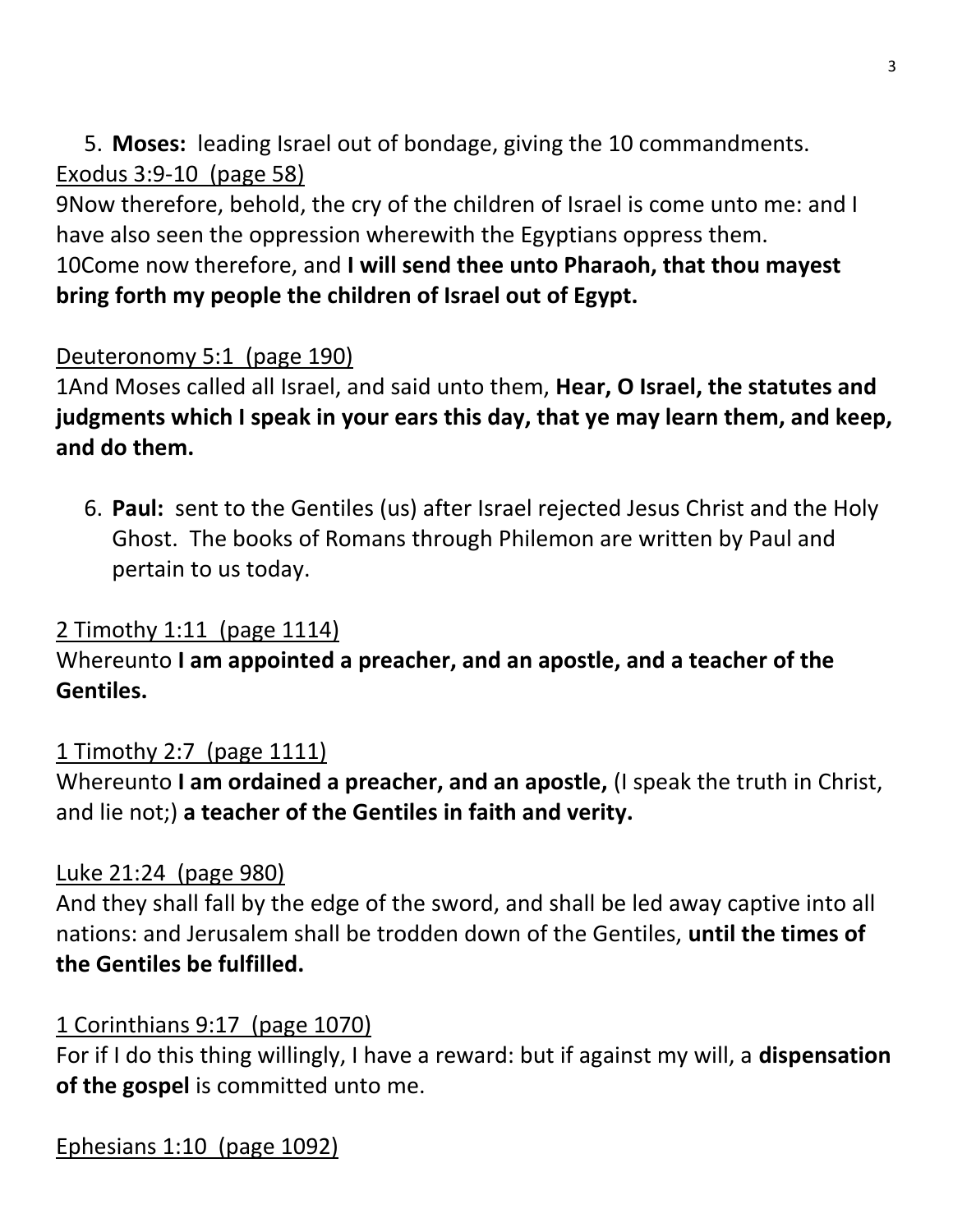5. **Moses:** leading Israel out of bondage, giving the 10 commandments.

<u>Exodus 3:9-10 (page 58)</u>

9Now therefore, behold, the cry of the children of Israel is come unto me: and I have also seen the oppression wherewith the Egyptians oppress them.
10Come now therefore, and **I will send thee unto Pharaoh, that thou mayest bring forth my people the children of Israel out of Egypt.**

<u>Deuteronomy 5:1 (page 190)</u>

1And Moses called all Israel, and said unto them, **Hear, O Israel, the statutes and judgments which I speak in your ears this day, that ye may learn them, and keep, and do them.**

6. **Paul:** sent to the Gentiles (us) after Israel rejected Jesus Christ and the Holy Ghost. The books of Romans through Philemon are written by Paul and pertain to us today.

<u>2 Timothy 1:11 (page 1114)</u>

Whereunto **I am appointed a preacher, and an apostle, and a teacher of the Gentiles.**

<u>1 Timothy 2:7 (page 1111)</u>

Whereunto **I am ordained a preacher, and an apostle,** (I speak the truth in Christ, and lie not;) **a teacher of the Gentiles in faith and verity.**

<u>Luke 21:24 (page 980)</u>

And they shall fall by the edge of the sword, and shall be led away captive into all nations: and Jerusalem shall be trodden down of the Gentiles, **until the times of the Gentiles be fulfilled.**

<u>1 Corinthians 9:17 (page 1070)</u>

For if I do this thing willingly, I have a reward: but if against my will, a **dispensation of the gospel** is committed unto me.

<u>Ephesians 1:10 (page 1092)</u>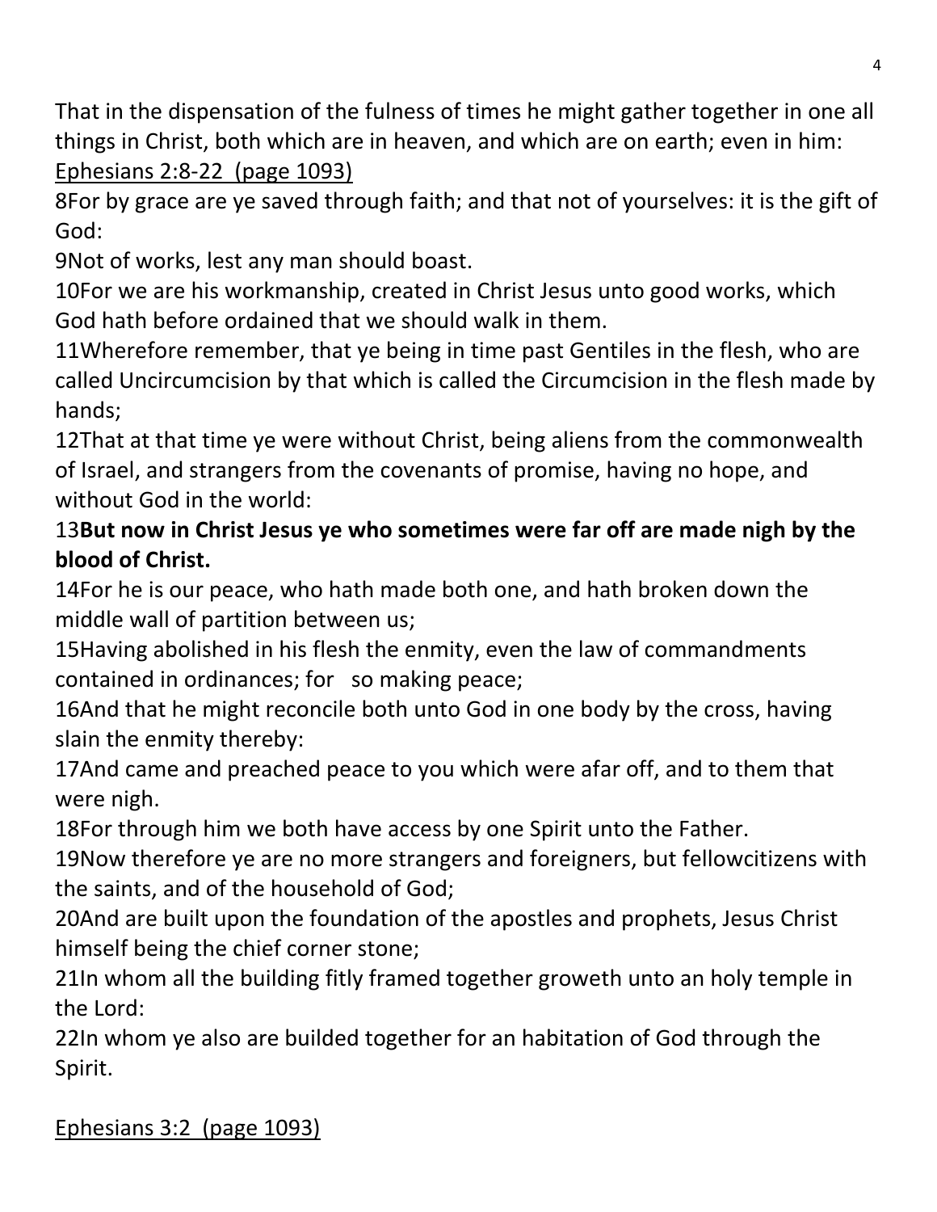That in the dispensation of the fulness of times he might gather together in one all things in Christ, both which are in heaven, and which are on earth; even in him:

Ephesians 2:8-22 (page 1093)

8For by grace are ye saved through faith; and that not of yourselves: it is the gift of God:

9Not of works, lest any man should boast.

10For we are his workmanship, created in Christ Jesus unto good works, which God hath before ordained that we should walk in them.

11Wherefore remember, that ye being in time past Gentiles in the flesh, who are called Uncircumcision by that which is called the Circumcision in the flesh made by hands;

12That at that time ye were without Christ, being aliens from the commonwealth of Israel, and strangers from the covenants of promise, having no hope, and without God in the world:

13**But now in Christ Jesus ye who sometimes were far off are made nigh by the blood of Christ.**

14For he is our peace, who hath made both one, and hath broken down the middle wall of partition between us;

15Having abolished in his flesh the enmity, even the law of commandments contained in ordinances; for so making peace;

16And that he might reconcile both unto God in one body by the cross, having slain the enmity thereby:

17And came and preached peace to you which were afar off, and to them that were nigh.

18For through him we both have access by one Spirit unto the Father.

19Now therefore ye are no more strangers and foreigners, but fellowcitizens with the saints, and of the household of God;

20And are built upon the foundation of the apostles and prophets, Jesus Christ himself being the chief corner stone;

21In whom all the building fitly framed together groweth unto an holy temple in the Lord:

22In whom ye also are builded together for an habitation of God through the Spirit.

Ephesians 3:2 (page 1093)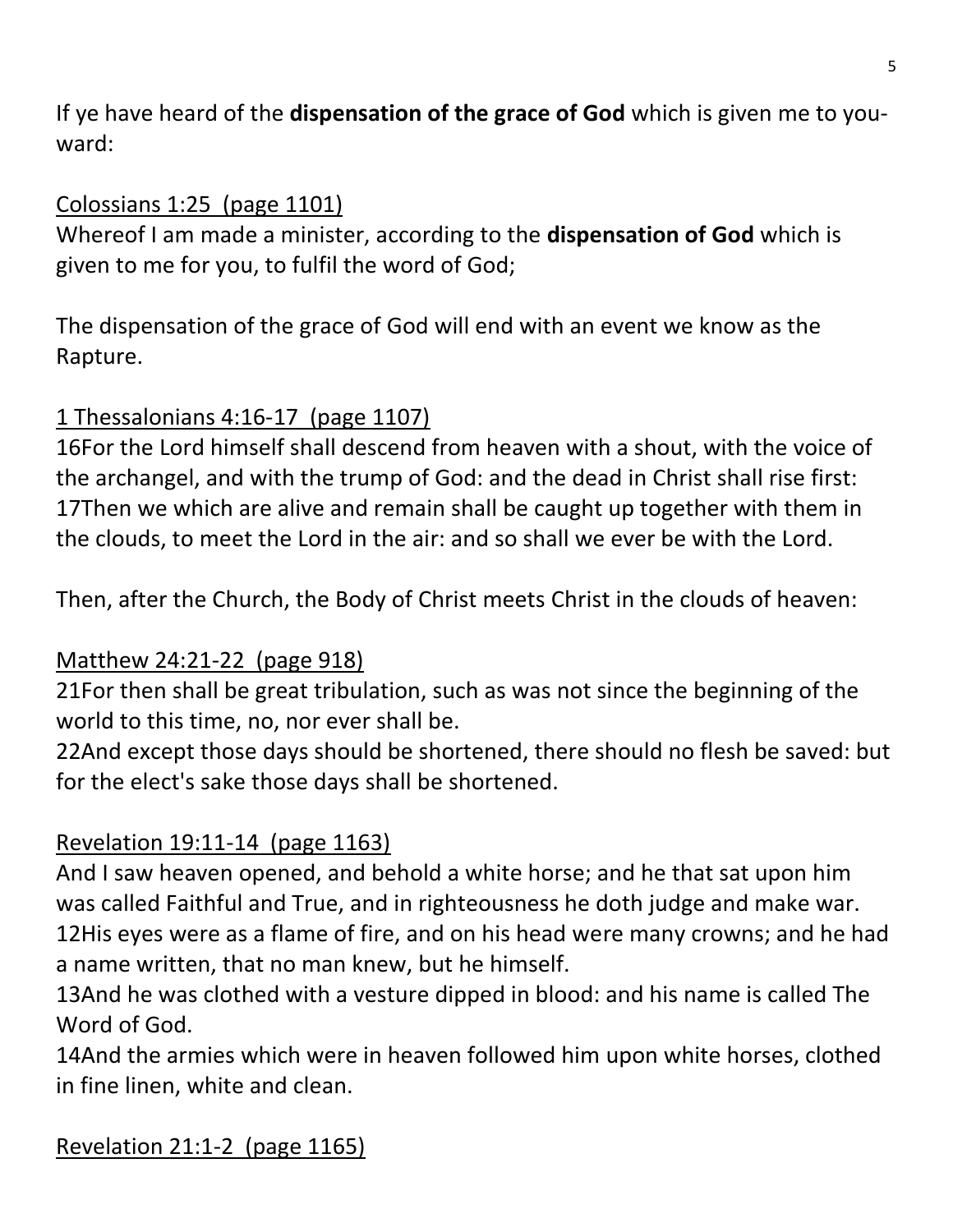If ye have heard of the **dispensation of the grace of God** which is given me to you-ward:

<u>Colossians 1:25 (page 1101)</u>
Whereof I am made a minister, according to the **dispensation of God** which is given to me for you, to fulfil the word of God;

The dispensation of the grace of God will end with an event we know as the Rapture.

<u>1 Thessalonians 4:16-17 (page 1107)</u>
16For the Lord himself shall descend from heaven with a shout, with the voice of the archangel, and with the trump of God: and the dead in Christ shall rise first:
17Then we which are alive and remain shall be caught up together with them in the clouds, to meet the Lord in the air: and so shall we ever be with the Lord.

Then, after the Church, the Body of Christ meets Christ in the clouds of heaven:

<u>Matthew 24:21-22 (page 918)</u>
21For then shall be great tribulation, such as was not since the beginning of the world to this time, no, nor ever shall be.
22And except those days should be shortened, there should no flesh be saved: but for the elect's sake those days shall be shortened.

<u>Revelation 19:11-14 (page 1163)</u>
And I saw heaven opened, and behold a white horse; and he that sat upon him was called Faithful and True, and in righteousness he doth judge and make war.
12His eyes were as a flame of fire, and on his head were many crowns; and he had a name written, that no man knew, but he himself.
13And he was clothed with a vesture dipped in blood: and his name is called The Word of God.
14And the armies which were in heaven followed him upon white horses, clothed in fine linen, white and clean.

<u>Revelation 21:1-2 (page 1165)</u>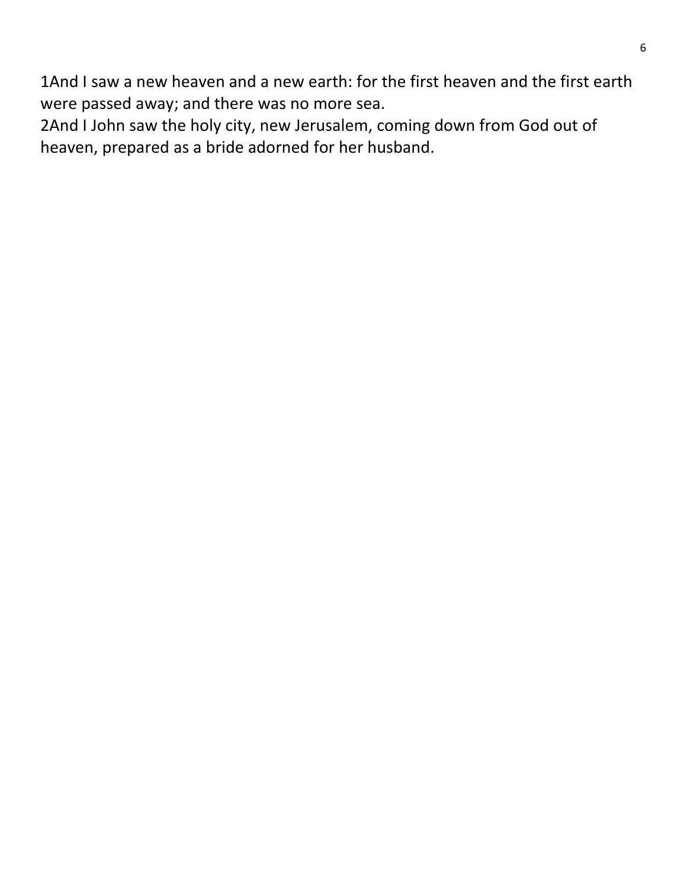1And I saw a new heaven and a new earth: for the first heaven and the first earth were passed away; and there was no more sea.

2And I John saw the holy city, new Jerusalem, coming down from God out of heaven, prepared as a bride adorned for her husband.